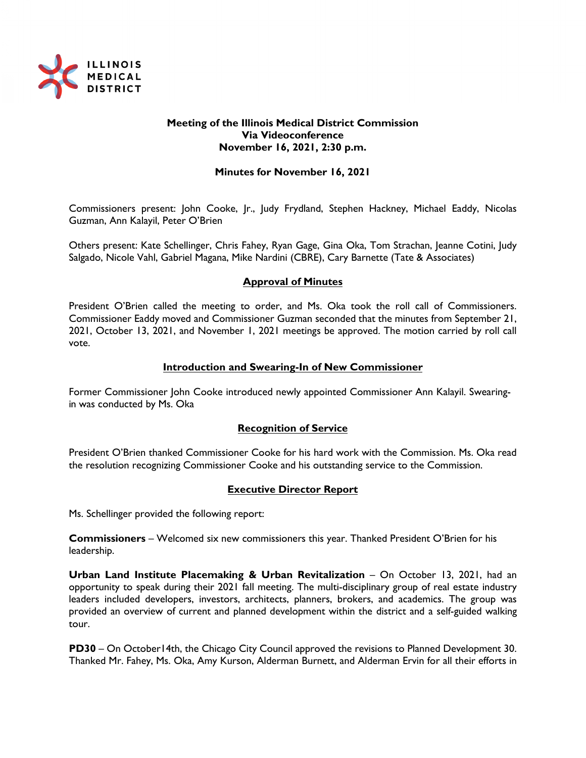**ILLINOIS MEDICAL DISTRICT**

# Meeting of the Illinois Medical District Commission
## Via Videoconference
## November 16, 2021, 2:30 p.m.

## Minutes for November 16, 2021

Commissioners present: John Cooke, Jr., Judy Frydland, Stephen Hackney, Michael Eaddy, Nicolas Guzman, Ann Kalayil, Peter O'Brien

Others present: Kate Schellinger, Chris Fahey, Ryan Gage, Gina Oka, Tom Strachan, Jeanne Cotini, Judy Salgado, Nicole Vahl, Gabriel Magana, Mike Nardini (CBRE), Cary Barnette (Tate & Associates)

### Approval of Minutes

President O'Brien called the meeting to order, and Ms. Oka took the roll call of Commissioners. Commissioner Eaddy moved and Commissioner Guzman seconded that the minutes from September 21, 2021, October 13, 2021, and November 1, 2021 meetings be approved. The motion carried by roll call vote.

### Introduction and Swearing-In of New Commissioner

Former Commissioner John Cooke introduced newly appointed Commissioner Ann Kalayil. Swearing-in was conducted by Ms. Oka

### Recognition of Service

President O'Brien thanked Commissioner Cooke for his hard work with the Commission. Ms. Oka read the resolution recognizing Commissioner Cooke and his outstanding service to the Commission.

### Executive Director Report

Ms. Schellinger provided the following report:

**Commissioners** – Welcomed six new commissioners this year. Thanked President O'Brien for his leadership.

**Urban Land Institute Placemaking & Urban Revitalization** – On October 13, 2021, had an opportunity to speak during their 2021 fall meeting. The multi-disciplinary group of real estate industry leaders included developers, investors, architects, planners, brokers, and academics. The group was provided an overview of current and planned development within the district and a self-guided walking tour.

**PD30** – On October14th, the Chicago City Council approved the revisions to Planned Development 30. Thanked Mr. Fahey, Ms. Oka, Amy Kurson, Alderman Burnett, and Alderman Ervin for all their efforts in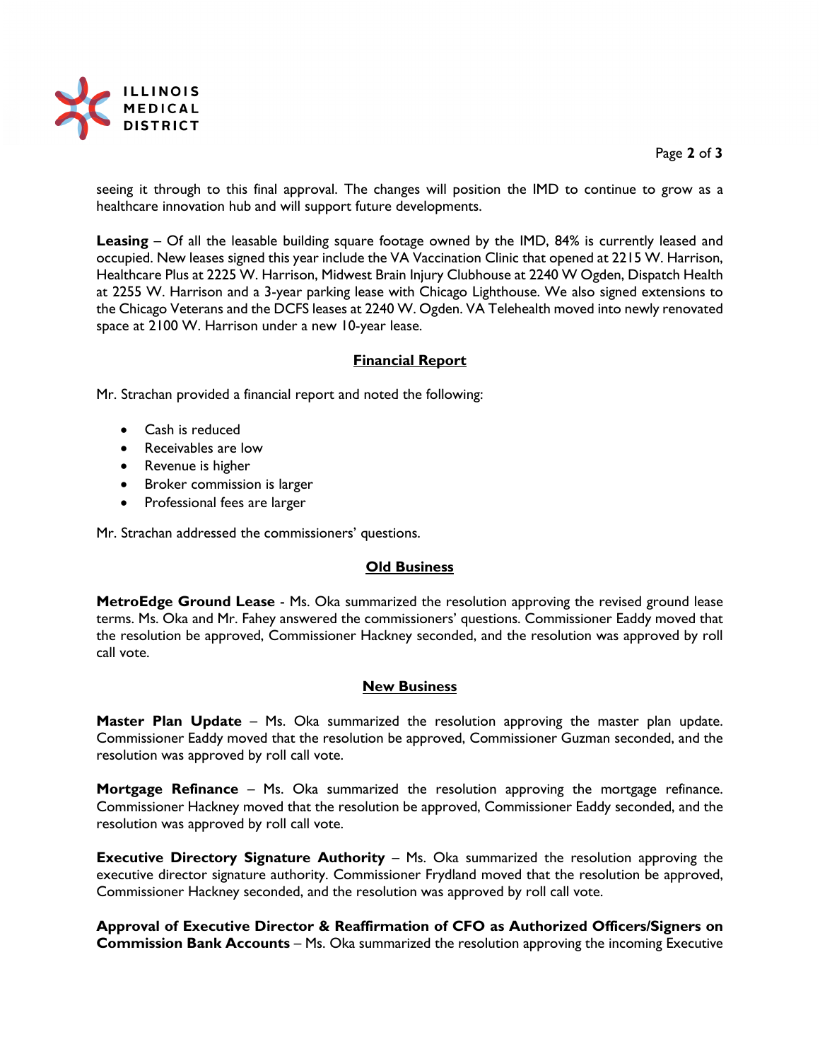seeing it through to this final approval. The changes will position the IMD to continue to grow as a healthcare innovation hub and will support future developments.

**Leasing** – Of all the leasable building square footage owned by the IMD, 84% is currently leased and occupied. New leases signed this year include the VA Vaccination Clinic that opened at 2215 W. Harrison, Healthcare Plus at 2225 W. Harrison, Midwest Brain Injury Clubhouse at 2240 W Ogden, Dispatch Health at 2255 W. Harrison and a 3-year parking lease with Chicago Lighthouse. We also signed extensions to the Chicago Veterans and the DCFS leases at 2240 W. Ogden. VA Telehealth moved into newly renovated space at 2100 W. Harrison under a new 10-year lease.

## Financial Report

Mr. Strachan provided a financial report and noted the following:

- Cash is reduced
- Receivables are low
- Revenue is higher
- Broker commission is larger
- Professional fees are larger

Mr. Strachan addressed the commissioners' questions.

## Old Business

**MetroEdge Ground Lease** - Ms. Oka summarized the resolution approving the revised ground lease terms. Ms. Oka and Mr. Fahey answered the commissioners' questions. Commissioner Eaddy moved that the resolution be approved, Commissioner Hackney seconded, and the resolution was approved by roll call vote.

## New Business

**Master Plan Update** – Ms. Oka summarized the resolution approving the master plan update. Commissioner Eaddy moved that the resolution be approved, Commissioner Guzman seconded, and the resolution was approved by roll call vote.

**Mortgage Refinance** – Ms. Oka summarized the resolution approving the mortgage refinance. Commissioner Hackney moved that the resolution be approved, Commissioner Eaddy seconded, and the resolution was approved by roll call vote.

**Executive Directory Signature Authority** – Ms. Oka summarized the resolution approving the executive director signature authority. Commissioner Frydland moved that the resolution be approved, Commissioner Hackney seconded, and the resolution was approved by roll call vote.

**Approval of Executive Director & Reaffirmation of CFO as Authorized Officers/Signers on Commission Bank Accounts** – Ms. Oka summarized the resolution approving the incoming Executive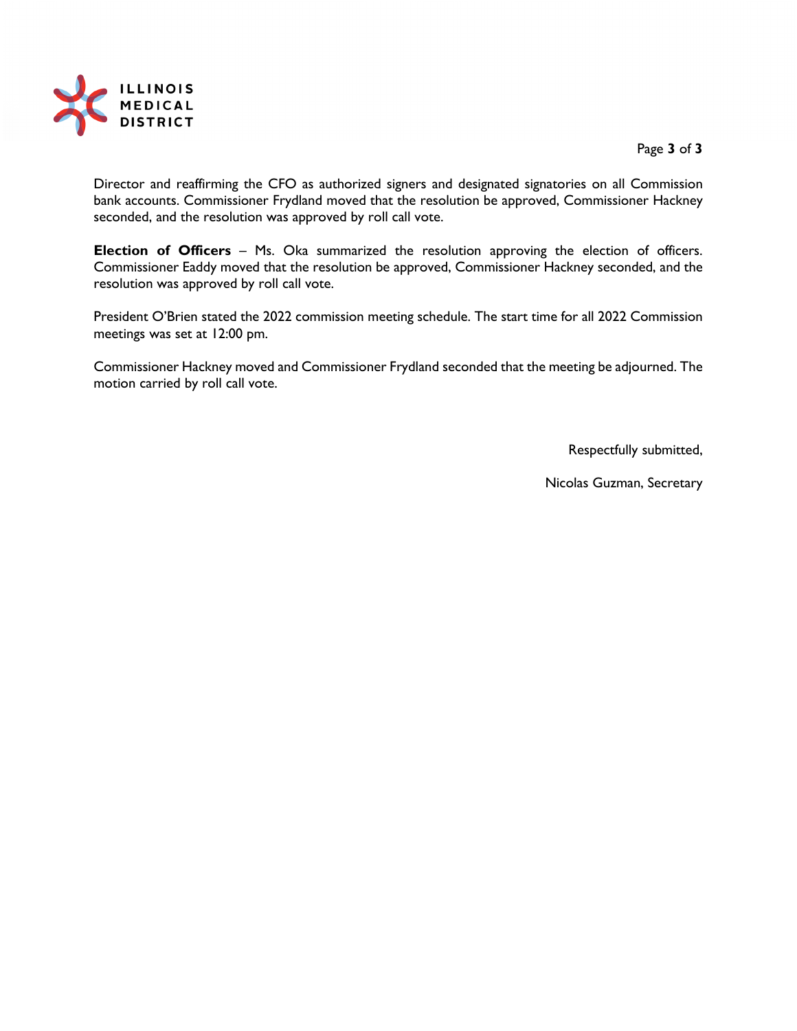Director and reaffirming the CFO as authorized signers and designated signatories on all Commission bank accounts. Commissioner Frydland moved that the resolution be approved, Commissioner Hackney seconded, and the resolution was approved by roll call vote.

**Election of Officers** – Ms. Oka summarized the resolution approving the election of officers. Commissioner Eaddy moved that the resolution be approved, Commissioner Hackney seconded, and the resolution was approved by roll call vote.

President O'Brien stated the 2022 commission meeting schedule. The start time for all 2022 Commission meetings was set at 12:00 pm.

Commissioner Hackney moved and Commissioner Frydland seconded that the meeting be adjourned. The motion carried by roll call vote.

Respectfully submitted,

Nicolas Guzman, Secretary